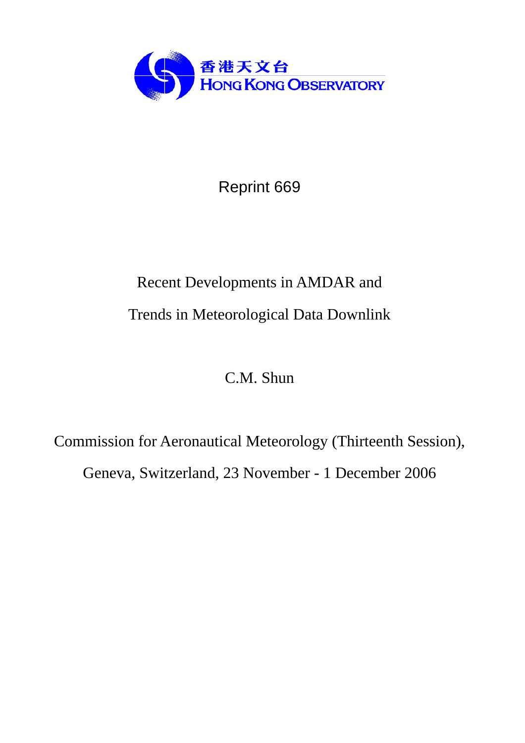香港天文台
HONG KONG OBSERVATORY

Reprint 669

# Recent Developments in AMDAR and Trends in Meteorological Data Downlink

C.M. Shun

Commission for Aeronautical Meteorology (Thirteenth Session),

Geneva, Switzerland, 23 November - 1 December 2006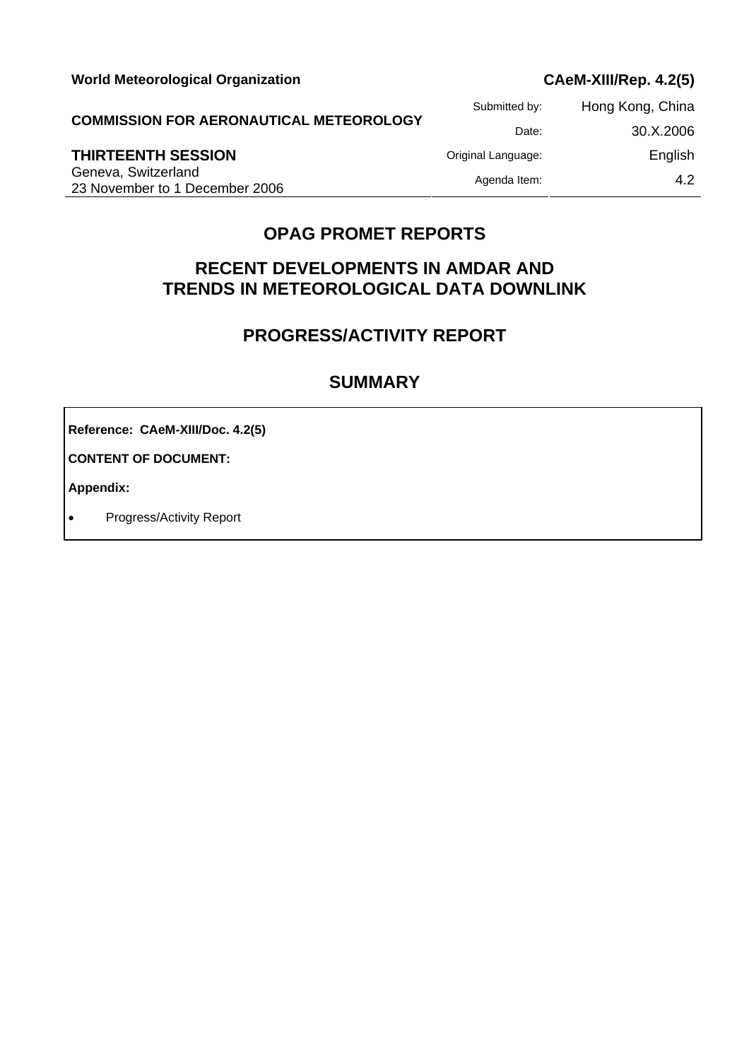**World Meteorological Organization** **CAeM-XIII/Rep. 4.2(5)**

**COMMISSION FOR AERONAUTICAL METEOROLOGY**

**THIRTEENTH SESSION**
Geneva, Switzerland
23 November to 1 December 2006

| | |
|---|---|
| Submitted by: | Hong Kong, China |
| Date: | 30.X.2006 |
| Original Language: | English |
| Agenda Item: | 4.2 |

# OPAG PROMET REPORTS

## RECENT DEVELOPMENTS IN AMDAR AND TRENDS IN METEOROLOGICAL DATA DOWNLINK

## PROGRESS/ACTIVITY REPORT

## SUMMARY

**Reference: CAeM-XIII/Doc. 4.2(5)**

**CONTENT OF DOCUMENT:**

**Appendix:**

- Progress/Activity Report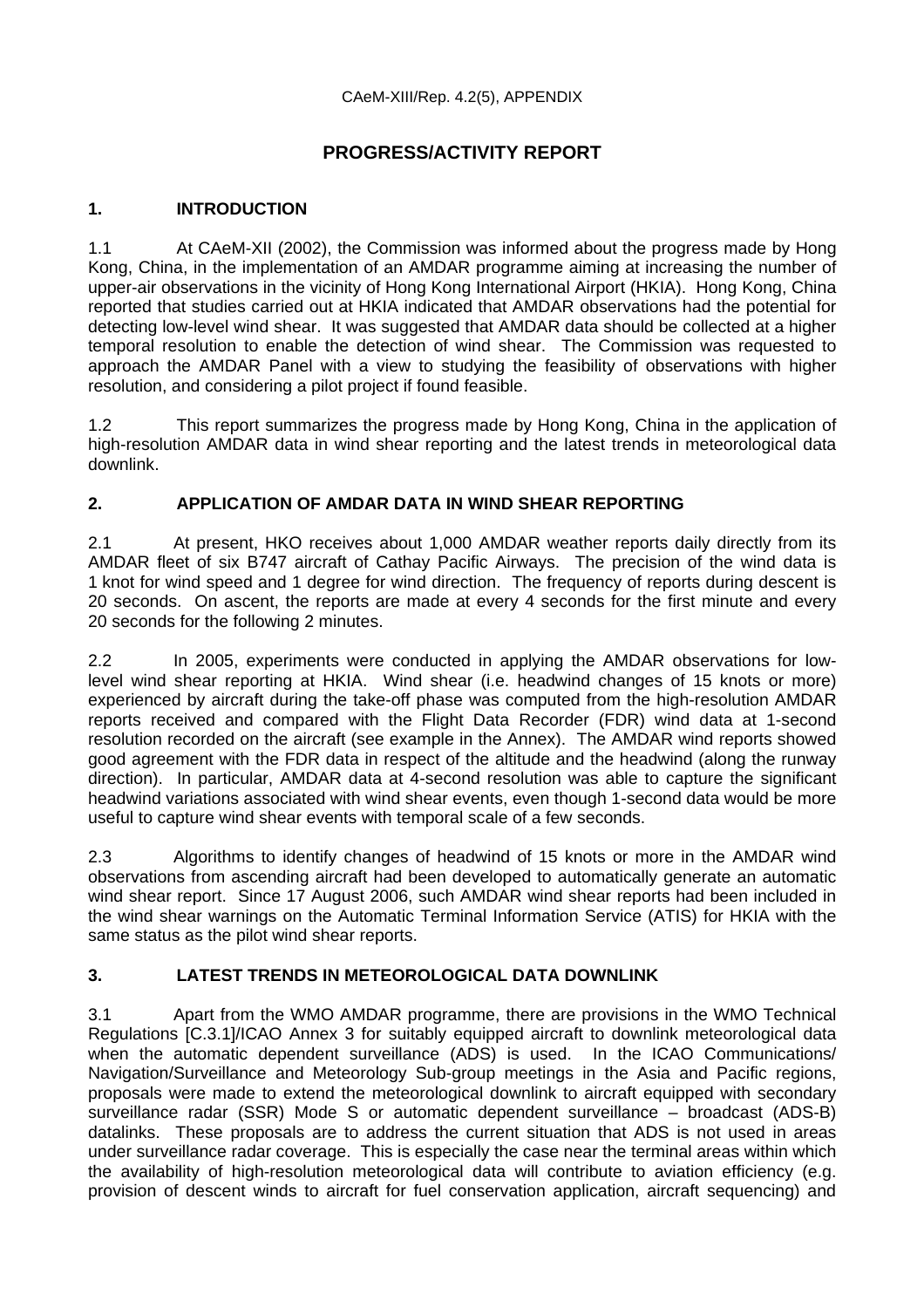CAeM-XIII/Rep. 4.2(5), APPENDIX

# PROGRESS/ACTIVITY REPORT

## 1. INTRODUCTION

1.1 At CAeM-XII (2002), the Commission was informed about the progress made by Hong Kong, China, in the implementation of an AMDAR programme aiming at increasing the number of upper-air observations in the vicinity of Hong Kong International Airport (HKIA). Hong Kong, China reported that studies carried out at HKIA indicated that AMDAR observations had the potential for detecting low-level wind shear. It was suggested that AMDAR data should be collected at a higher temporal resolution to enable the detection of wind shear. The Commission was requested to approach the AMDAR Panel with a view to studying the feasibility of observations with higher resolution, and considering a pilot project if found feasible.

1.2 This report summarizes the progress made by Hong Kong, China in the application of high-resolution AMDAR data in wind shear reporting and the latest trends in meteorological data downlink.

## 2. APPLICATION OF AMDAR DATA IN WIND SHEAR REPORTING

2.1 At present, HKO receives about 1,000 AMDAR weather reports daily directly from its AMDAR fleet of six B747 aircraft of Cathay Pacific Airways. The precision of the wind data is 1 knot for wind speed and 1 degree for wind direction. The frequency of reports during descent is 20 seconds. On ascent, the reports are made at every 4 seconds for the first minute and every 20 seconds for the following 2 minutes.

2.2 In 2005, experiments were conducted in applying the AMDAR observations for low-level wind shear reporting at HKIA. Wind shear (i.e. headwind changes of 15 knots or more) experienced by aircraft during the take-off phase was computed from the high-resolution AMDAR reports received and compared with the Flight Data Recorder (FDR) wind data at 1-second resolution recorded on the aircraft (see example in the Annex). The AMDAR wind reports showed good agreement with the FDR data in respect of the altitude and the headwind (along the runway direction). In particular, AMDAR data at 4-second resolution was able to capture the significant headwind variations associated with wind shear events, even though 1-second data would be more useful to capture wind shear events with temporal scale of a few seconds.

2.3 Algorithms to identify changes of headwind of 15 knots or more in the AMDAR wind observations from ascending aircraft had been developed to automatically generate an automatic wind shear report. Since 17 August 2006, such AMDAR wind shear reports had been included in the wind shear warnings on the Automatic Terminal Information Service (ATIS) for HKIA with the same status as the pilot wind shear reports.

## 3. LATEST TRENDS IN METEOROLOGICAL DATA DOWNLINK

3.1 Apart from the WMO AMDAR programme, there are provisions in the WMO Technical Regulations [C.3.1]/ICAO Annex 3 for suitably equipped aircraft to downlink meteorological data when the automatic dependent surveillance (ADS) is used. In the ICAO Communications/ Navigation/Surveillance and Meteorology Sub-group meetings in the Asia and Pacific regions, proposals were made to extend the meteorological downlink to aircraft equipped with secondary surveillance radar (SSR) Mode S or automatic dependent surveillance – broadcast (ADS-B) datalinks. These proposals are to address the current situation that ADS is not used in areas under surveillance radar coverage. This is especially the case near the terminal areas within which the availability of high-resolution meteorological data will contribute to aviation efficiency (e.g. provision of descent winds to aircraft for fuel conservation application, aircraft sequencing) and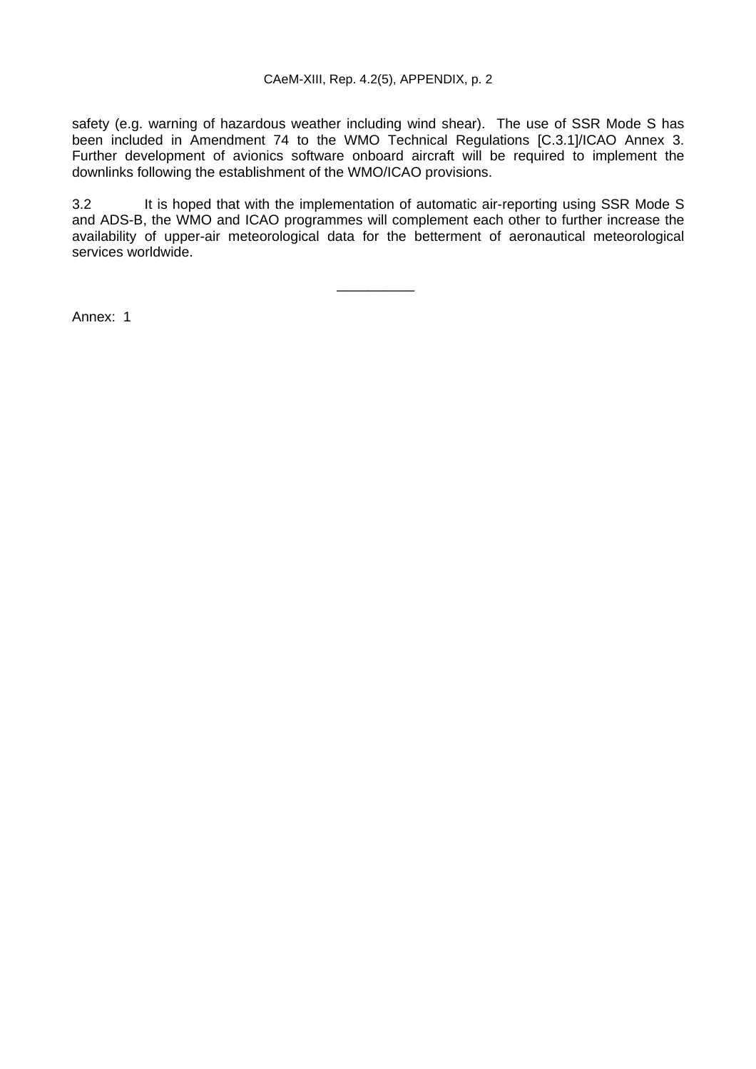safety (e.g. warning of hazardous weather including wind shear). The use of SSR Mode S has been included in Amendment 74 to the WMO Technical Regulations [C.3.1]/ICAO Annex 3. Further development of avionics software onboard aircraft will be required to implement the downlinks following the establishment of the WMO/ICAO provisions.

3.2 It is hoped that with the implementation of automatic air-reporting using SSR Mode S and ADS-B, the WMO and ICAO programmes will complement each other to further increase the availability of upper-air meteorological data for the betterment of aeronautical meteorological services worldwide.

__________

Annex: 1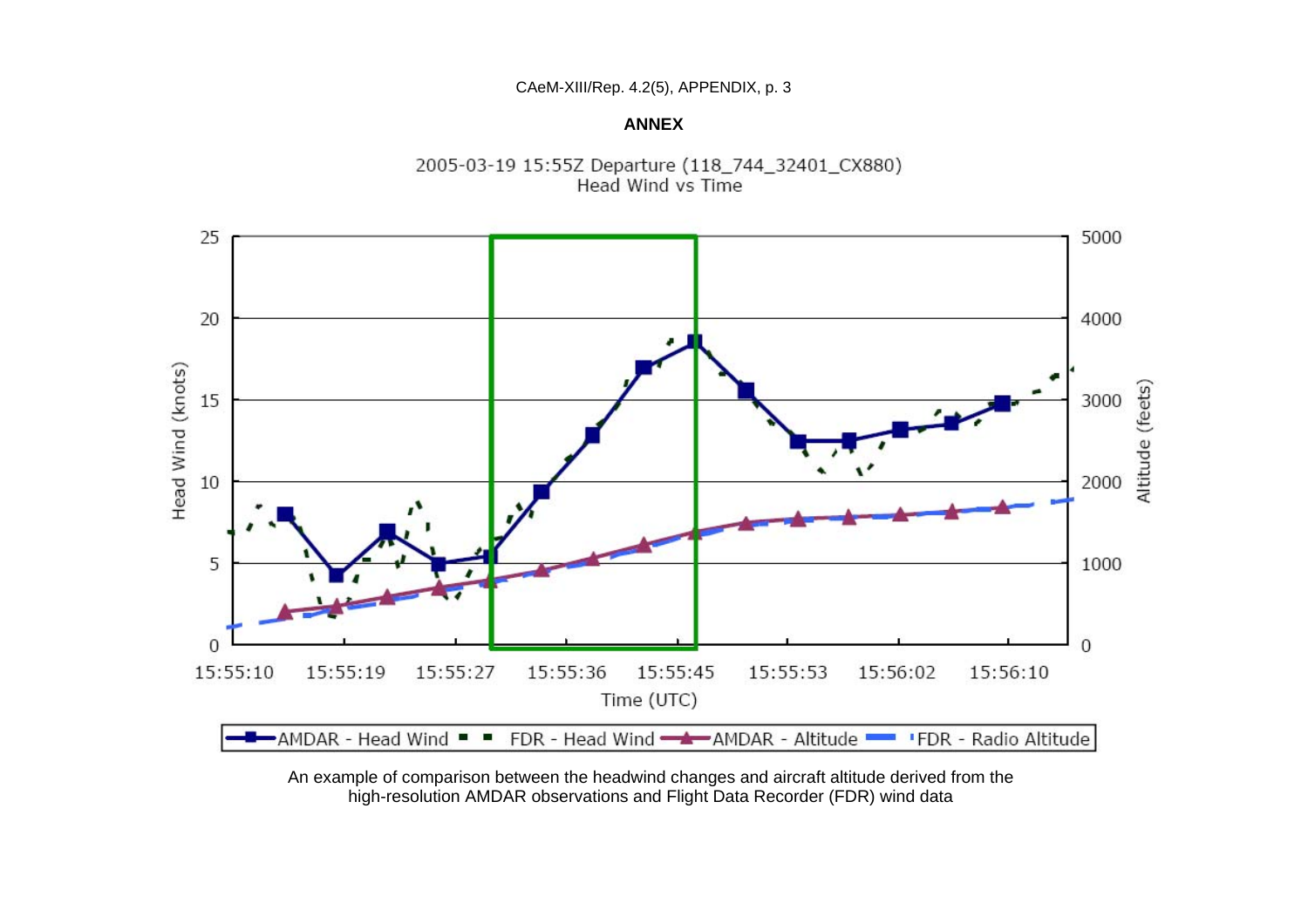**ANNEX**

2005-03-19 15:55Z Departure (118_744_32401_CX880)
Head Wind vs Time

Head Wind (knots)

0
5
10
15
20
25

Altitude (feets)

0
1000
2000
3000
4000
5000

15:55:10
15:55:19
15:55:27
15:55:36
15:55:45
15:55:53
15:56:02
15:56:10

Time (UTC)

AMDAR - Head Wind
FDR - Head Wind
AMDAR - Altitude
FDR - Radio Altitude

An example of comparison between the headwind changes and aircraft altitude derived from the high-resolution AMDAR observations and Flight Data Recorder (FDR) wind data